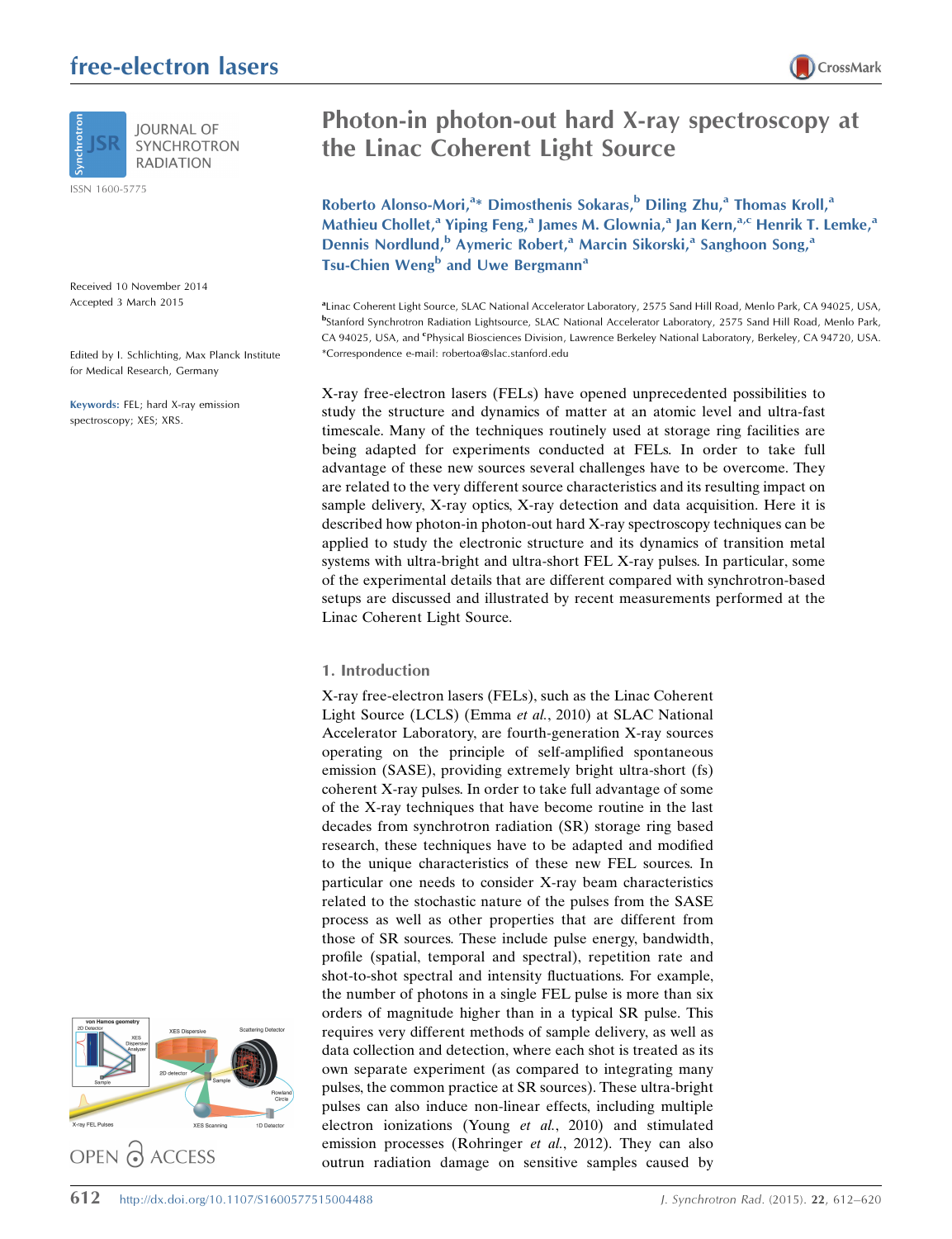# Photon-in photon-out hard X-ray spectroscopy at the Linac Coherent Light Source

**Roberto Alonso-Mori,[a]* Dimosthenis Sokaras,[b] Diling Zhu,[a] Thomas Kroll,[a] Mathieu Chollet,[a] Yiping Feng,[a] James M. Glownia,[a] Jan Kern,[a,c] Henrik T. Lemke,[a] Dennis Nordlund,[b] Aymeric Robert,[a] Marcin Sikorski,[a] Sanghoon Song,[a] Tsu-Chien Weng[b] and Uwe Bergmann[a]**

[a]Linac Coherent Light Source, SLAC National Accelerator Laboratory, 2575 Sand Hill Road, Menlo Park, CA 94025, USA, [b]Stanford Synchrotron Radiation Lightsource, SLAC National Accelerator Laboratory, 2575 Sand Hill Road, Menlo Park, CA 94025, USA, and [c]Physical Biosciences Division, Lawrence Berkeley National Laboratory, Berkeley, CA 94720, USA. *Correspondence e-mail: robertoa@slac.stanford.edu

Received 10 November 2014
Accepted 3 March 2015

Edited by I. Schlichting, Max Planck Institute for Medical Research, Germany

**Keywords:** FEL; hard X-ray emission spectroscopy; XES; XRS.

X-ray free-electron lasers (FELs) have opened unprecedented possibilities to study the structure and dynamics of matter at an atomic level and ultra-fast timescale. Many of the techniques routinely used at storage ring facilities are being adapted for experiments conducted at FELs. In order to take full advantage of these new sources several challenges have to be overcome. They are related to the very different source characteristics and its resulting impact on sample delivery, X-ray optics, X-ray detection and data acquisition. Here it is described how photon-in photon-out hard X-ray spectroscopy techniques can be applied to study the electronic structure and its dynamics of transition metal systems with ultra-bright and ultra-short FEL X-ray pulses. In particular, some of the experimental details that are different compared with synchrotron-based setups are discussed and illustrated by recent measurements performed at the Linac Coherent Light Source.

## 1. Introduction

X-ray free-electron lasers (FELs), such as the Linac Coherent Light Source (LCLS) (Emma *et al.*, 2010) at SLAC National Accelerator Laboratory, are fourth-generation X-ray sources operating on the principle of self-amplified spontaneous emission (SASE), providing extremely bright ultra-short (fs) coherent X-ray pulses. In order to take full advantage of some of the X-ray techniques that have become routine in the last decades from synchrotron radiation (SR) storage ring based research, these techniques have to be adapted and modified to the unique characteristics of these new FEL sources. In particular one needs to consider X-ray beam characteristics related to the stochastic nature of the pulses from the SASE process as well as other properties that are different from those of SR sources. These include pulse energy, bandwidth, profile (spatial, temporal and spectral), repetition rate and shot-to-shot spectral and intensity fluctuations. For example, the number of photons in a single FEL pulse is more than six orders of magnitude higher than in a typical SR pulse. This requires very different methods of sample delivery, as well as data collection and detection, where each shot is treated as its own separate experiment (as compared to integrating many pulses, the common practice at SR sources). These ultra-bright pulses can also induce non-linear effects, including multiple electron ionizations (Young *et al.*, 2010) and stimulated emission processes (Rohringer *et al.*, 2012). They can also outrun radiation damage on sensitive samples caused by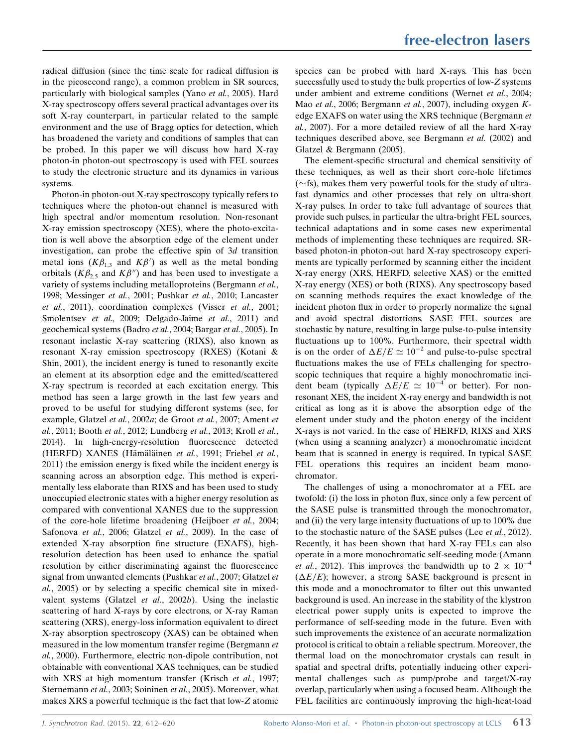radical diffusion (since the time scale for radical diffusion is in the picosecond range), a common problem in SR sources, particularly with biological samples (Yano *et al.*, 2005). Hard X-ray spectroscopy offers several practical advantages over its soft X-ray counterpart, in particular related to the sample environment and the use of Bragg optics for detection, which has broadened the variety and conditions of samples that can be probed. In this paper we will discuss how hard X-ray photon-in photon-out spectroscopy is used with FEL sources to study the electronic structure and its dynamics in various systems.

Photon-in photon-out X-ray spectroscopy typically refers to techniques where the photon-out channel is measured with high spectral and/or momentum resolution. Non-resonant X-ray emission spectroscopy (XES), where the photo-excitation is well above the absorption edge of the element under investigation, can probe the effective spin of 3*d* transition metal ions ($K\beta_{1,3}$ and $K\beta'$) as well as the metal bonding orbitals ($K\beta_{2,5}$ and $K\beta''$) and has been used to investigate a variety of systems including metalloproteins (Bergmann *et al.*, 1998; Messinger *et al.*, 2001; Pushkar *et al.*, 2010; Lancaster *et al.*, 2011), coordination complexes (Visser *et al.*, 2001; Smolentsev *et al.*, 2009; Delgado-Jaime *et al.*, 2011) and geochemical systems (Badro *et al.*, 2004; Bargar *et al.*, 2005). In resonant inelastic X-ray scattering (RIXS), also known as resonant X-ray emission spectroscopy (RXES) (Kotani & Shin, 2001), the incident energy is tuned to resonantly excite an element at its absorption edge and the emitted/scattered X-ray spectrum is recorded at each excitation energy. This method has seen a large growth in the last few years and proved to be useful for studying different systems (see, for example, Glatzel *et al.*, 2002*a*; de Groot *et al.*, 2007; Ament *et al.*, 2011; Booth *et al.*, 2012; Lundberg *et al.*, 2013; Kroll *et al.*, 2014). In high-energy-resolution fluorescence detected (HERFD) XANES (Hämäläinen *et al.*, 1991; Friebel *et al.*, 2011) the emission energy is fixed while the incident energy is scanning across an absorption edge. This method is experimentally less elaborate than RIXS and has been used to study unoccupied electronic states with a higher energy resolution as compared with conventional XANES due to the suppression of the core-hole lifetime broadening (Heijboer *et al.*, 2004; Safonova *et al.*, 2006; Glatzel *et al.*, 2009). In the case of extended X-ray absorption fine structure (EXAFS), high-resolution detection has been used to enhance the spatial resolution by either discriminating against the fluorescence signal from unwanted elements (Pushkar *et al.*, 2007; Glatzel *et al.*, 2005) or by selecting a specific chemical site in mixed-valent systems (Glatzel *et al.*, 2002*b*). Using the inelastic scattering of hard X-rays by core electrons, or X-ray Raman scattering (XRS), energy-loss information equivalent to direct X-ray absorption spectroscopy (XAS) can be obtained when measured in the low momentum transfer regime (Bergmann *et al.*, 2000). Furthermore, electric non-dipole contribution, not obtainable with conventional XAS techniques, can be studied with XRS at high momentum transfer (Krisch *et al.*, 1997; Sternemann *et al.*, 2003; Soininen *et al.*, 2005). Moreover, what makes XRS a powerful technique is the fact that low-*Z* atomic species can be probed with hard X-rays. This has been successfully used to study the bulk properties of low-*Z* systems under ambient and extreme conditions (Wernet *et al.*, 2004; Mao *et al.*, 2006; Bergmann *et al.*, 2007), including oxygen *K*-edge EXAFS on water using the XRS technique (Bergmann *et al.*, 2007). For a more detailed review of all the hard X-ray techniques described above, see Bergmann *et al.* (2002) and Glatzel & Bergmann (2005).

The element-specific structural and chemical sensitivity of these techniques, as well as their short core-hole lifetimes ($\sim$fs), makes them very powerful tools for the study of ultrafast dynamics and other processes that rely on ultra-short X-ray pulses. In order to take full advantage of sources that provide such pulses, in particular the ultra-bright FEL sources, technical adaptations and in some cases new experimental methods of implementing these techniques are required. SR-based photon-in photon-out hard X-ray spectroscopy experiments are typically performed by scanning either the incident X-ray energy (XRS, HERFD, selective XAS) or the emitted X-ray energy (XES) or both (RIXS). Any spectroscopy based on scanning methods requires the exact knowledge of the incident photon flux in order to properly normalize the signal and avoid spectral distortions. SASE FEL sources are stochastic by nature, resulting in large pulse-to-pulse intensity fluctuations up to 100%. Furthermore, their spectral width is on the order of $\Delta E/E \simeq 10^{-2}$ and pulse-to-pulse spectral fluctuations makes the use of FELs challenging for spectroscopic techniques that require a highly monochromatic incident beam (typically $\Delta E/E \simeq 10^{-4}$ or better). For non-resonant XES, the incident X-ray energy and bandwidth is not critical as long as it is above the absorption edge of the element under study and the photon energy of the incident X-rays is not varied. In the case of HERFD, RIXS and XRS (when using a scanning analyzer) a monochromatic incident beam that is scanned in energy is required. In typical SASE FEL operations this requires an incident beam monochromator.

The challenges of using a monochromator at a FEL are twofold: (i) the loss in photon flux, since only a few percent of the SASE pulse is transmitted through the monochromator, and (ii) the very large intensity fluctuations of up to 100% due to the stochastic nature of the SASE pulses (Lee *et al.*, 2012). Recently, it has been shown that hard X-ray FELs can also operate in a more monochromatic self-seeding mode (Amann *et al.*, 2012). This improves the bandwidth up to $2 \times 10^{-4}$ ($\Delta E/E$); however, a strong SASE background is present in this mode and a monochromator to filter out this unwanted background is used. An increase in the stability of the klystron electrical power supply units is expected to improve the performance of self-seeding mode in the future. Even with such improvements the existence of an accurate normalization protocol is critical to obtain a reliable spectrum. Moreover, the thermal load on the monochromator crystals can result in spatial and spectral drifts, potentially inducing other experimental challenges such as pump/probe and target/X-ray overlap, particularly when using a focused beam. Although the FEL facilities are continuously improving the high-heat-load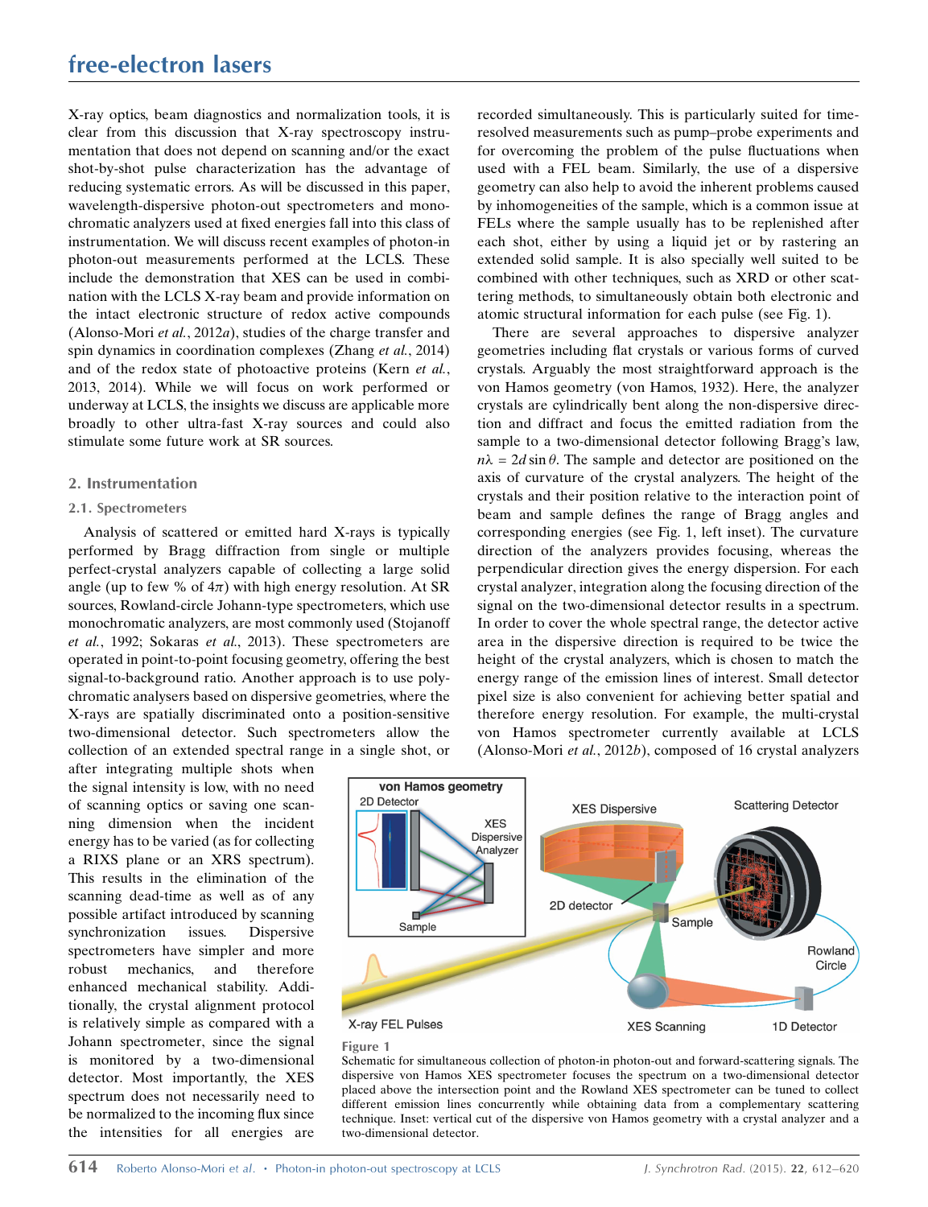X-ray optics, beam diagnostics and normalization tools, it is clear from this discussion that X-ray spectroscopy instrumentation that does not depend on scanning and/or the exact shot-by-shot pulse characterization has the advantage of reducing systematic errors. As will be discussed in this paper, wavelength-dispersive photon-out spectrometers and monochromatic analyzers used at fixed energies fall into this class of instrumentation. We will discuss recent examples of photon-in photon-out measurements performed at the LCLS. These include the demonstration that XES can be used in combination with the LCLS X-ray beam and provide information on the intact electronic structure of redox active compounds (Alonso-Mori *et al.*, 2012*a*), studies of the charge transfer and spin dynamics in coordination complexes (Zhang *et al.*, 2014) and of the redox state of photoactive proteins (Kern *et al.*, 2013, 2014). While we will focus on work performed or underway at LCLS, the insights we discuss are applicable more broadly to other ultra-fast X-ray sources and could also stimulate some future work at SR sources.

## 2. Instrumentation

### 2.1. Spectrometers

Analysis of scattered or emitted hard X-rays is typically performed by Bragg diffraction from single or multiple perfect-crystal analyzers capable of collecting a large solid angle (up to few % of $4\pi$) with high energy resolution. At SR sources, Rowland-circle Johann-type spectrometers, which use monochromatic analyzers, are most commonly used (Stojanoff *et al.*, 1992; Sokaras *et al.*, 2013). These spectrometers are operated in point-to-point focusing geometry, offering the best signal-to-background ratio. Another approach is to use polychromatic analysers based on dispersive geometries, where the X-rays are spatially discriminated onto a position-sensitive two-dimensional detector. Such spectrometers allow the collection of an extended spectral range in a single shot, or after integrating multiple shots when the signal intensity is low, with no need of scanning optics or saving one scanning dimension when the incident energy has to be varied (as for collecting a RIXS plane or an XRS spectrum). This results in the elimination of the scanning dead-time as well as of any possible artifact introduced by scanning synchronization issues. Dispersive spectrometers have simpler and more robust mechanics, and therefore enhanced mechanical stability. Additionally, the crystal alignment protocol is relatively simple as compared with a Johann spectrometer, since the signal is monitored by a two-dimensional detector. Most importantly, the XES spectrum does not necessarily need to be normalized to the incoming flux since the intensities for all energies are recorded simultaneously. This is particularly suited for time-resolved measurements such as pump–probe experiments and for overcoming the problem of the pulse fluctuations when used with a FEL beam. Similarly, the use of a dispersive geometry can also help to avoid the inherent problems caused by inhomogeneities of the sample, which is a common issue at FELs where the sample usually has to be replenished after each shot, either by using a liquid jet or by rastering an extended solid sample. It is also specially well suited to be combined with other techniques, such as XRD or other scattering methods, to simultaneously obtain both electronic and atomic structural information for each pulse (see Fig. 1).

There are several approaches to dispersive analyzer geometries including flat crystals or various forms of curved crystals. Arguably the most straightforward approach is the von Hamos geometry (von Hamos, 1932). Here, the analyzer crystals are cylindrically bent along the non-dispersive direction and diffract and focus the emitted radiation from the sample to a two-dimensional detector following Bragg's law, $n\lambda = 2d\sin\theta$. The sample and detector are positioned on the axis of curvature of the crystal analyzers. The height of the crystals and their position relative to the interaction point of beam and sample defines the range of Bragg angles and corresponding energies (see Fig. 1, left inset). The curvature direction of the analyzers provides focusing, whereas the perpendicular direction gives the energy dispersion. For each crystal analyzer, integration along the focusing direction of the signal on the two-dimensional detector results in a spectrum. In order to cover the whole spectral range, the detector active area in the dispersive direction is required to be twice the height of the crystal analyzers, which is chosen to match the energy range of the emission lines of interest. Small detector pixel size is also convenient for achieving better spatial and therefore energy resolution. For example, the multi-crystal von Hamos spectrometer currently available at LCLS (Alonso-Mori *et al.*, 2012*b*), composed of 16 crystal analyzers

**Figure 1**
Schematic for simultaneous collection of photon-in photon-out and forward-scattering signals. The dispersive von Hamos XES spectrometer focuses the spectrum on a two-dimensional detector placed above the intersection point and the Rowland XES spectrometer can be tuned to collect different emission lines concurrently while obtaining data from a complementary scattering technique. Inset: vertical cut of the dispersive von Hamos geometry with a crystal analyzer and a two-dimensional detector.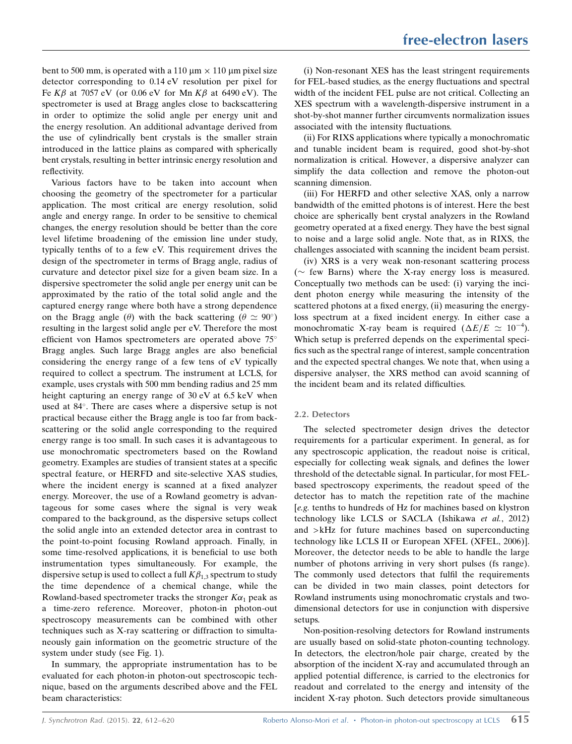bent to 500 mm, is operated with a 110 μm × 110 μm pixel size detector corresponding to 0.14 eV resolution per pixel for Fe $K\beta$ at 7057 eV (or 0.06 eV for Mn $K\beta$ at 6490 eV). The spectrometer is used at Bragg angles close to backscattering in order to optimize the solid angle per energy unit and the energy resolution. An additional advantage derived from the use of cylindrically bent crystals is the smaller strain introduced in the lattice plains as compared with spherically bent crystals, resulting in better intrinsic energy resolution and reflectivity.

Various factors have to be taken into account when choosing the geometry of the spectrometer for a particular application. The most critical are energy resolution, solid angle and energy range. In order to be sensitive to chemical changes, the energy resolution should be better than the core level lifetime broadening of the emission line under study, typically tenths of to a few eV. This requirement drives the design of the spectrometer in terms of Bragg angle, radius of curvature and detector pixel size for a given beam size. In a dispersive spectrometer the solid angle per energy unit can be approximated by the ratio of the total solid angle and the captured energy range where both have a strong dependence on the Bragg angle ($\theta$) with the back scattering ($\theta \simeq 90^\circ$) resulting in the largest solid angle per eV. Therefore the most efficient von Hamos spectrometers are operated above 75° Bragg angles. Such large Bragg angles are also beneficial considering the energy range of a few tens of eV typically required to collect a spectrum. The instrument at LCLS, for example, uses crystals with 500 mm bending radius and 25 mm height capturing an energy range of 30 eV at 6.5 keV when used at 84°. There are cases where a dispersive setup is not practical because either the Bragg angle is too far from backscattering or the solid angle corresponding to the required energy range is too small. In such cases it is advantageous to use monochromatic spectrometers based on the Rowland geometry. Examples are studies of transient states at a specific spectral feature, or HERFD and site-selective XAS studies, where the incident energy is scanned at a fixed analyzer energy. Moreover, the use of a Rowland geometry is advantageous for some cases where the signal is very weak compared to the background, as the dispersive setups collect the solid angle into an extended detector area in contrast to the point-to-point focusing Rowland approach. Finally, in some time-resolved applications, it is beneficial to use both instrumentation types simultaneously. For example, the dispersive setup is used to collect a full $K\beta_{1,3}$ spectrum to study the time dependence of a chemical change, while the Rowland-based spectrometer tracks the stronger $K\alpha_1$ peak as a time-zero reference. Moreover, photon-in photon-out spectroscopy measurements can be combined with other techniques such as X-ray scattering or diffraction to simultaneously gain information on the geometric structure of the system under study (see Fig. 1).

In summary, the appropriate instrumentation has to be evaluated for each photon-in photon-out spectroscopic technique, based on the arguments described above and the FEL beam characteristics:

(i) Non-resonant XES has the least stringent requirements for FEL-based studies, as the energy fluctuations and spectral width of the incident FEL pulse are not critical. Collecting an XES spectrum with a wavelength-dispersive instrument in a shot-by-shot manner further circumvents normalization issues associated with the intensity fluctuations.

(ii) For RIXS applications where typically a monochromatic and tunable incident beam is required, good shot-by-shot normalization is critical. However, a dispersive analyzer can simplify the data collection and remove the photon-out scanning dimension.

(iii) For HERFD and other selective XAS, only a narrow bandwidth of the emitted photons is of interest. Here the best choice are spherically bent crystal analyzers in the Rowland geometry operated at a fixed energy. They have the best signal to noise and a large solid angle. Note that, as in RIXS, the challenges associated with scanning the incident beam persist.

(iv) XRS is a very weak non-resonant scattering process (∼ few Barns) where the X-ray energy loss is measured. Conceptually two methods can be used: (i) varying the incident photon energy while measuring the intensity of the scattered photons at a fixed energy, (ii) measuring the energy-loss spectrum at a fixed incident energy. In either case a monochromatic X-ray beam is required ($\Delta E/E \simeq 10^{-4}$). Which setup is preferred depends on the experimental specifics such as the spectral range of interest, sample concentration and the expected spectral changes. We note that, when using a dispersive analyser, the XRS method can avoid scanning of the incident beam and its related difficulties.

### 2.2. Detectors

The selected spectrometer design drives the detector requirements for a particular experiment. In general, as for any spectroscopic application, the readout noise is critical, especially for collecting weak signals, and defines the lower threshold of the detectable signal. In particular, for most FEL-based spectroscopy experiments, the readout speed of the detector has to match the repetition rate of the machine [*e.g.* tenths to hundreds of Hz for machines based on klystron technology like LCLS or SACLA (Ishikawa *et al.*, 2012) and >kHz for future machines based on superconducting technology like LCLS II or European XFEL (XFEL, 2006)]. Moreover, the detector needs to be able to handle the large number of photons arriving in very short pulses (fs range). The commonly used detectors that fulfil the requirements can be divided in two main classes, point detectors for Rowland instruments using monochromatic crystals and two-dimensional detectors for use in conjunction with dispersive setups.

Non-position-resolving detectors for Rowland instruments are usually based on solid-state photon-counting technology. In detectors, the electron/hole pair charge, created by the absorption of the incident X-ray and accumulated through an applied potential difference, is carried to the electronics for readout and correlated to the energy and intensity of the incident X-ray photon. Such detectors provide simultaneous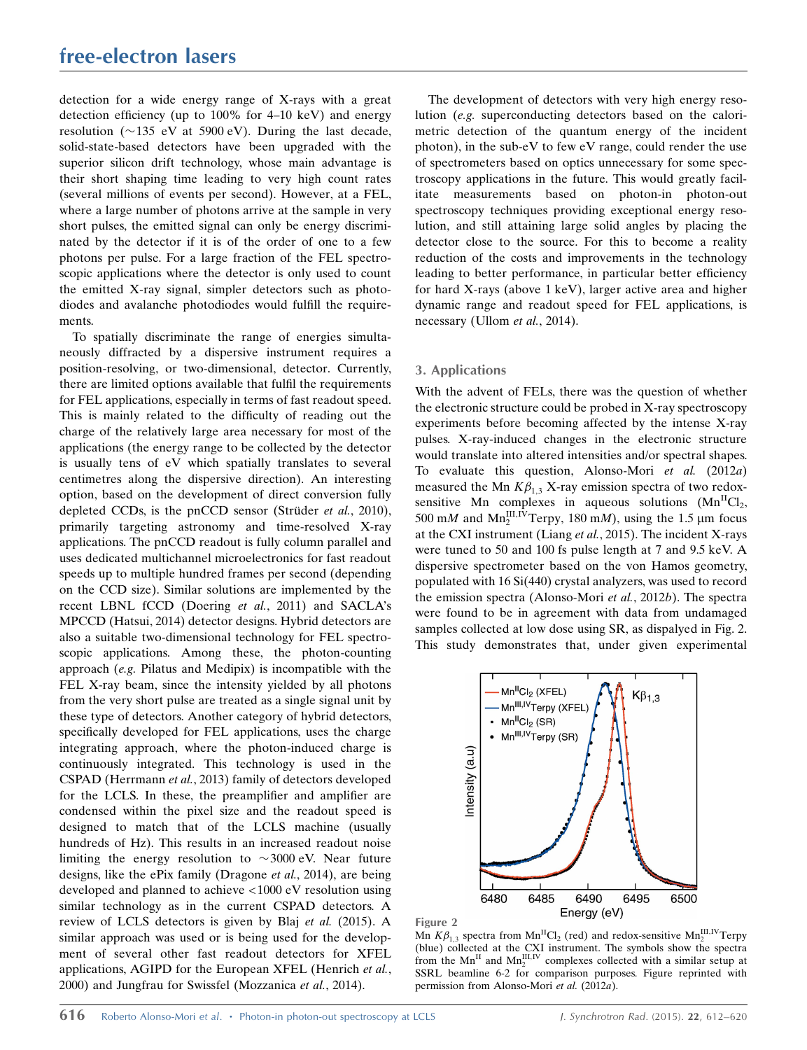detection for a wide energy range of X-rays with a great detection efficiency (up to 100% for 4–10 keV) and energy resolution (∼135 eV at 5900 eV). During the last decade, solid-state-based detectors have been upgraded with the superior silicon drift technology, whose main advantage is their short shaping time leading to very high count rates (several millions of events per second). However, at a FEL, where a large number of photons arrive at the sample in very short pulses, the emitted signal can only be energy discriminated by the detector if it is of the order of one to a few photons per pulse. For a large fraction of the FEL spectroscopic applications where the detector is only used to count the emitted X-ray signal, simpler detectors such as photodiodes and avalanche photodiodes would fulfill the requirements.

To spatially discriminate the range of energies simultaneously diffracted by a dispersive instrument requires a position-resolving, or two-dimensional, detector. Currently, there are limited options available that fulfil the requirements for FEL applications, especially in terms of fast readout speed. This is mainly related to the difficulty of reading out the charge of the relatively large area necessary for most of the applications (the energy range to be collected by the detector is usually tens of eV which spatially translates to several centimetres along the dispersive direction). An interesting option, based on the development of direct conversion fully depleted CCDs, is the pnCCD sensor (Strüder *et al.*, 2010), primarily targeting astronomy and time-resolved X-ray applications. The pnCCD readout is fully column parallel and uses dedicated multichannel microelectronics for fast readout speeds up to multiple hundred frames per second (depending on the CCD size). Similar solutions are implemented by the recent LBNL fCCD (Doering *et al.*, 2011) and SACLA's MPCCD (Hatsui, 2014) detector designs. Hybrid detectors are also a suitable two-dimensional technology for FEL spectroscopic applications. Among these, the photon-counting approach (*e.g.* Pilatus and Medipix) is incompatible with the FEL X-ray beam, since the intensity yielded by all photons from the very short pulse are treated as a single signal unit by these type of detectors. Another category of hybrid detectors, specifically developed for FEL applications, uses the charge integrating approach, where the photon-induced charge is continuously integrated. This technology is used in the CSPAD (Herrmann *et al.*, 2013) family of detectors developed for the LCLS. In these, the preamplifier and amplifier are condensed within the pixel size and the readout speed is designed to match that of the LCLS machine (usually hundreds of Hz). This results in an increased readout noise limiting the energy resolution to ∼3000 eV. Near future designs, like the ePix family (Dragone *et al.*, 2014), are being developed and planned to achieve <1000 eV resolution using similar technology as in the current CSPAD detectors. A review of LCLS detectors is given by Blaj *et al.* (2015). A similar approach was used or is being used for the development of several other fast readout detectors for XFEL applications, AGIPD for the European XFEL (Henrich *et al.*, 2000) and Jungfrau for Swissfel (Mozzanica *et al.*, 2014).

The development of detectors with very high energy resolution (*e.g.* superconducting detectors based on the calorimetric detection of the quantum energy of the incident photon), in the sub-eV to few eV range, could render the use of spectrometers based on optics unnecessary for some spectroscopy applications in the future. This would greatly facilitate measurements based on photon-in photon-out spectroscopy techniques providing exceptional energy resolution, and still attaining large solid angles by placing the detector close to the source. For this to become a reality reduction of the costs and improvements in the technology leading to better performance, in particular better efficiency for hard X-rays (above 1 keV), larger active area and higher dynamic range and readout speed for FEL applications, is necessary (Ullom *et al.*, 2014).

## 3. Applications

With the advent of FELs, there was the question of whether the electronic structure could be probed in X-ray spectroscopy experiments before becoming affected by the intense X-ray pulses. X-ray-induced changes in the electronic structure would translate into altered intensities and/or spectral shapes. To evaluate this question, Alonso-Mori *et al.* (2012*a*) measured the Mn $K\beta_{1,3}$ X-ray emission spectra of two redox-sensitive Mn complexes in aqueous solutions ($Mn^{II}Cl_2$, 500 m*M* and $Mn_2^{III,IV}$Terpy, 180 m*M*), using the 1.5 µm focus at the CXI instrument (Liang *et al.*, 2015). The incident X-rays were tuned to 50 and 100 fs pulse length at 7 and 9.5 keV. A dispersive spectrometer based on the von Hamos geometry, populated with 16 Si(440) crystal analyzers, was used to record the emission spectra (Alonso-Mori *et al.*, 2012*b*). The spectra were found to be in agreement with data from undamaged samples collected at low dose using SR, as displayed in Fig. 2. This study demonstrates that, under given experimental

**Figure 2**
Mn $K\beta_{1,3}$ spectra from $Mn^{II}Cl_2$ (red) and redox-sensitive $Mn_2^{III,IV}$Terpy (blue) collected at the CXI instrument. The symbols show the spectra from the $Mn^{II}$ and $Mn_2^{III,IV}$ complexes collected with a similar setup at SSRL beamline 6-2 for comparison purposes. Figure reprinted with permission from Alonso-Mori *et al.* (2012*a*).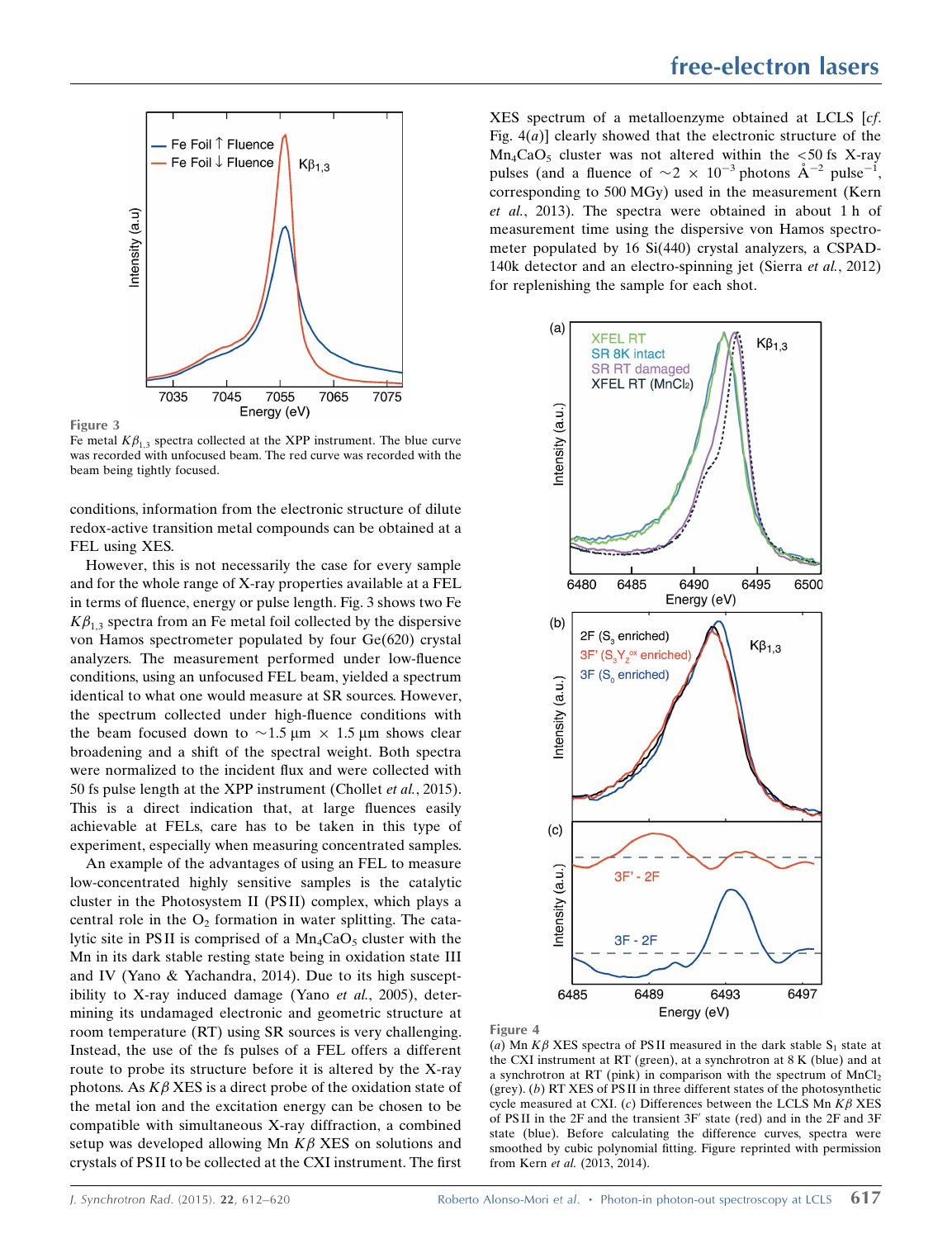**Figure 3**
Fe metal $K\beta_{1,3}$ spectra collected at the XPP instrument. The blue curve was recorded with unfocused beam. The red curve was recorded with the beam being tightly focused.

conditions, information from the electronic structure of dilute redox-active transition metal compounds can be obtained at a FEL using XES.

However, this is not necessarily the case for every sample and for the whole range of X-ray properties available at a FEL in terms of fluence, energy or pulse length. Fig. 3 shows two Fe $K\beta_{1,3}$ spectra from an Fe metal foil collected by the dispersive von Hamos spectrometer populated by four Ge(620) crystal analyzers. The measurement performed under low-fluence conditions, using an unfocused FEL beam, yielded a spectrum identical to what one would measure at SR sources. However, the spectrum collected under high-fluence conditions with the beam focused down to ~1.5 μm × 1.5 μm shows clear broadening and a shift of the spectral weight. Both spectra were normalized to the incident flux and were collected with 50 fs pulse length at the XPP instrument (Chollet *et al.*, 2015). This is a direct indication that, at large fluences easily achievable at FELs, care has to be taken in this type of experiment, especially when measuring concentrated samples.

An example of the advantages of using an FEL to measure low-concentrated highly sensitive samples is the catalytic cluster in the Photosystem II (PS II) complex, which plays a central role in the $O_2$ formation in water splitting. The catalytic site in PS II is comprised of a $Mn_4CaO_5$ cluster with the Mn in its dark stable resting state being in oxidation state III and IV (Yano & Yachandra, 2014). Due to its high susceptibility to X-ray induced damage (Yano *et al.*, 2005), determining its undamaged electronic and geometric structure at room temperature (RT) using SR sources is very challenging. Instead, the use of the fs pulses of a FEL offers a different route to probe its structure before it is altered by the X-ray photons. As $K\beta$ XES is a direct probe of the oxidation state of the metal ion and the excitation energy can be chosen to be compatible with simultaneous X-ray diffraction, a combined setup was developed allowing Mn $K\beta$ XES on solutions and crystals of PS II to be collected at the CXI instrument. The first XES spectrum of a metalloenzyme obtained at LCLS [*cf.* Fig. 4(*a*)] clearly showed that the electronic structure of the $Mn_4CaO_5$ cluster was not altered within the <50 fs X-ray pulses (and a fluence of $\sim 2 \times 10^{-3}$ photons Å$^{-2}$ pulse$^{-1}$, corresponding to 500 MGy) used in the measurement (Kern *et al.*, 2013). The spectra were obtained in about 1 h of measurement time using the dispersive von Hamos spectrometer populated by 16 Si(440) crystal analyzers, a CSPAD-140k detector and an electro-spinning jet (Sierra *et al.*, 2012) for replenishing the sample for each shot.

**Figure 4**
(*a*) Mn $K\beta$ XES spectra of PS II measured in the dark stable $S_1$ state at the CXI instrument at RT (green), at a synchrotron at 8 K (blue) and at a synchrotron at RT (pink) in comparison with the spectrum of $MnCl_2$ (grey). (*b*) RT XES of PS II in three different states of the photosynthetic cycle measured at CXI. (*c*) Differences between the LCLS Mn $K\beta$ XES of PS II in the 2F and the transient 3F′ state (red) and in the 2F and 3F state (blue). Before calculating the difference curves, spectra were smoothed by cubic polynomial fitting. Figure reprinted with permission from Kern *et al.* (2013, 2014).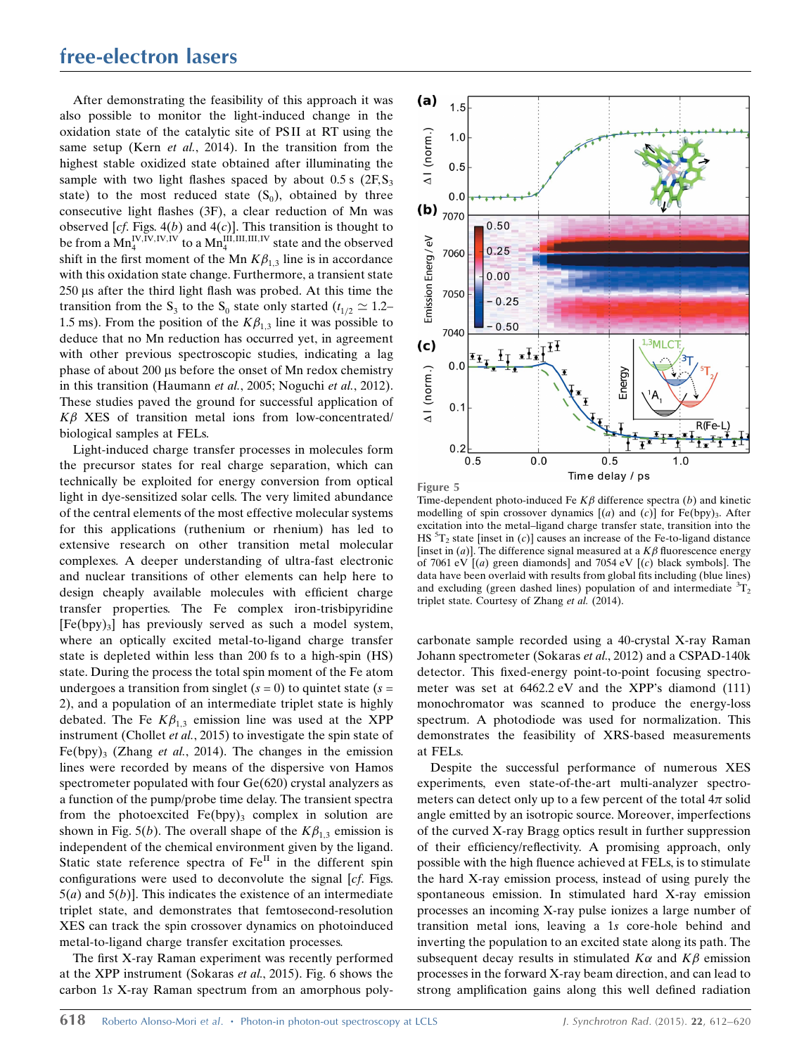After demonstrating the feasibility of this approach it was also possible to monitor the light-induced change in the oxidation state of the catalytic site of PSII at RT using the same setup (Kern *et al.*, 2014). In the transition from the highest stable oxidized state obtained after illuminating the sample with two light flashes spaced by about 0.5 s (2F,$S_3$ state) to the most reduced state ($S_0$), obtained by three consecutive light flashes (3F), a clear reduction of Mn was observed [*cf.* Figs. 4(*b*) and 4(*c*)]. This transition is thought to be from a $Mn_4^{IV,IV,IV,IV}$ to a $Mn_4^{III,III,III,IV}$ state and the observed shift in the first moment of the Mn $K\beta_{1,3}$ line is in accordance with this oxidation state change. Furthermore, a transient state 250 µs after the third light flash was probed. At this time the transition from the $S_3$ to the $S_0$ state only started ($t_{1/2} \simeq 1.2$–1.5 ms). From the position of the $K\beta_{1,3}$ line it was possible to deduce that no Mn reduction has occurred yet, in agreement with other previous spectroscopic studies, indicating a lag phase of about 200 µs before the onset of Mn redox chemistry in this transition (Haumann *et al.*, 2005; Noguchi *et al.*, 2012). These studies paved the ground for successful application of $K\beta$ XES of transition metal ions from low-concentrated/biological samples at FELs.

Light-induced charge transfer processes in molecules form the precursor states for real charge separation, which can technically be exploited for energy conversion from optical light in dye-sensitized solar cells. The very limited abundance of the central elements of the most effective molecular systems for this applications (ruthenium or rhenium) has led to extensive research on other transition metal molecular complexes. A deeper understanding of ultra-fast electronic and nuclear transitions of other elements can help here to design cheaply available molecules with efficient charge transfer properties. The Fe complex iron-trisbipyridine [$Fe(bpy)_3$] has previously served as such a model system, where an optically excited metal-to-ligand charge transfer state is depleted within less than 200 fs to a high-spin (HS) state. During the process the total spin moment of the Fe atom undergoes a transition from singlet ($s = 0$) to quintet state ($s = 2$), and a population of an intermediate triplet state is highly debated. The Fe $K\beta_{1,3}$ emission line was used at the XPP instrument (Chollet *et al.*, 2015) to investigate the spin state of $Fe(bpy)_3$ (Zhang *et al.*, 2014). The changes in the emission lines were recorded by means of the dispersive von Hamos spectrometer populated with four Ge(620) crystal analyzers as a function of the pump/probe time delay. The transient spectra from the photoexcited $Fe(bpy)_3$ complex in solution are shown in Fig. 5(*b*). The overall shape of the $K\beta_{1,3}$ emission is independent of the chemical environment given by the ligand. Static state reference spectra of $Fe^{II}$ in the different spin configurations were used to deconvolute the signal [*cf.* Figs. 5(*a*) and 5(*b*)]. This indicates the existence of an intermediate triplet state, and demonstrates that femtosecond-resolution XES can track the spin crossover dynamics on photoinduced metal-to-ligand charge transfer excitation processes.

The first X-ray Raman experiment was recently performed at the XPP instrument (Sokaras *et al.*, 2015). Fig. 6 shows the carbon 1*s* X-ray Raman spectrum from an amorphous polycarbonate sample recorded using a 40-crystal X-ray Raman Johann spectrometer (Sokaras *et al.*, 2012) and a CSPAD-140k detector. This fixed-energy point-to-point focusing spectrometer was set at 6462.2 eV and the XPP's diamond (111) monochromator was scanned to produce the energy-loss spectrum. A photodiode was used for normalization. This demonstrates the feasibility of XRS-based measurements at FELs.

Despite the successful performance of numerous XES experiments, even state-of-the-art multi-analyzer spectrometers can detect only up to a few percent of the total $4\pi$ solid angle emitted by an isotropic source. Moreover, imperfections of the curved X-ray Bragg optics result in further suppression of their efficiency/reflectivity. A promising approach, only possible with the high fluence achieved at FELs, is to stimulate the hard X-ray emission process, instead of using purely the spontaneous emission. In stimulated hard X-ray emission processes an incoming X-ray pulse ionizes a large number of transition metal ions, leaving a 1*s* core-hole behind and inverting the population to an excited state along its path. The subsequent decay results in stimulated $K\alpha$ and $K\beta$ emission processes in the forward X-ray beam direction, and can lead to strong amplification gains along this well defined radiation

**Figure 5**
Time-dependent photo-induced Fe $K\beta$ difference spectra (*b*) and kinetic modelling of spin crossover dynamics [(*a*) and (*c*)] for $Fe(bpy)_3$. After excitation into the metal–ligand charge transfer state, transition into the HS $^5T_2$ state [inset in (*c*)] causes an increase of the Fe-to-ligand distance [inset in (*a*)]. The difference signal measured at a $K\beta$ fluorescence energy of 7061 eV [(*a*) green diamonds] and 7054 eV [(*c*) black symbols]. The data have been overlaid with results from global fits including (blue lines) and excluding (green dashed lines) population of and intermediate $^3T_2$ triplet state. Courtesy of Zhang *et al.* (2014).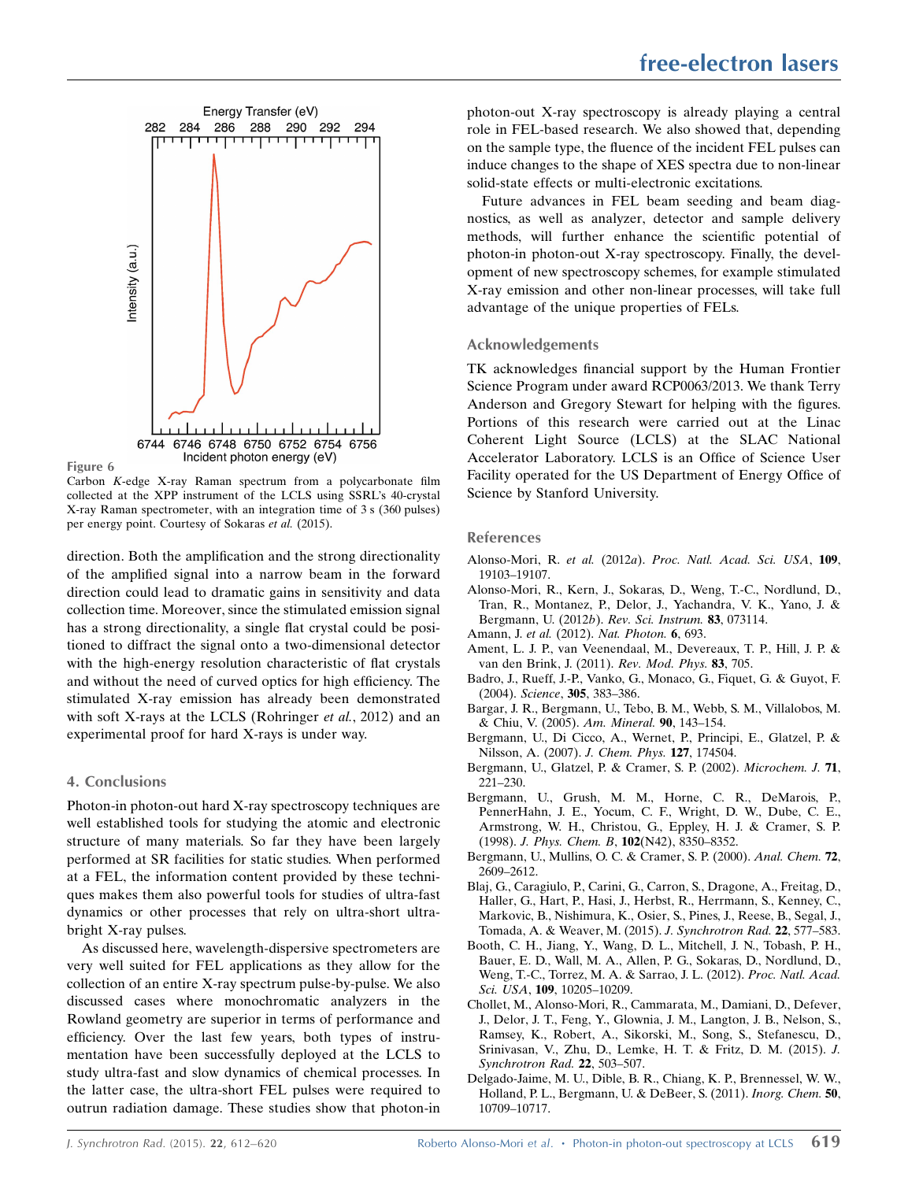Energy Transfer (eV)
282 284 286 288 290 292 294
Intensity (a.u.)
6744 6746 6748 6750 6752 6754 6756
Incident photon energy (eV)

Figure 6
Carbon *K*-edge X-ray Raman spectrum from a polycarbonate film collected at the XPP instrument of the LCLS using SSRL's 40-crystal X-ray Raman spectrometer, with an integration time of 3 s (360 pulses) per energy point. Courtesy of Sokaras *et al.* (2015).

direction. Both the amplification and the strong directionality of the amplified signal into a narrow beam in the forward direction could lead to dramatic gains in sensitivity and data collection time. Moreover, since the stimulated emission signal has a strong directionality, a single flat crystal could be positioned to diffract the signal onto a two-dimensional detector with the high-energy resolution characteristic of flat crystals and without the need of curved optics for high efficiency. The stimulated X-ray emission has already been demonstrated with soft X-rays at the LCLS (Rohringer *et al.*, 2012) and an experimental proof for hard X-rays is under way.

## 4. Conclusions

Photon-in photon-out hard X-ray spectroscopy techniques are well established tools for studying the atomic and electronic structure of many materials. So far they have been largely performed at SR facilities for static studies. When performed at a FEL, the information content provided by these techniques makes them also powerful tools for studies of ultra-fast dynamics or other processes that rely on ultra-short ultra-bright X-ray pulses.

As discussed here, wavelength-dispersive spectrometers are very well suited for FEL applications as they allow for the collection of an entire X-ray spectrum pulse-by-pulse. We also discussed cases where monochromatic analyzers in the Rowland geometry are superior in terms of performance and efficiency. Over the last few years, both types of instrumentation have been successfully deployed at the LCLS to study ultra-fast and slow dynamics of chemical processes. In the latter case, the ultra-short FEL pulses were required to outrun radiation damage. These studies show that photon-in photon-out X-ray spectroscopy is already playing a central role in FEL-based research. We also showed that, depending on the sample type, the fluence of the incident FEL pulses can induce changes to the shape of XES spectra due to non-linear solid-state effects or multi-electronic excitations.

Future advances in FEL beam seeding and beam diagnostics, as well as analyzer, detector and sample delivery methods, will further enhance the scientific potential of photon-in photon-out X-ray spectroscopy. Finally, the development of new spectroscopy schemes, for example stimulated X-ray emission and other non-linear processes, will take full advantage of the unique properties of FELs.

### Acknowledgements

TK acknowledges financial support by the Human Frontier Science Program under award RCP0063/2013. We thank Terry Anderson and Gregory Stewart for helping with the figures. Portions of this research were carried out at the Linac Coherent Light Source (LCLS) at the SLAC National Accelerator Laboratory. LCLS is an Office of Science User Facility operated for the US Department of Energy Office of Science by Stanford University.

### References

Alonso-Mori, R. *et al.* (2012*a*). *Proc. Natl. Acad. Sci. USA*, **109**, 19103–19107.

Alonso-Mori, R., Kern, J., Sokaras, D., Weng, T.-C., Nordlund, D., Tran, R., Montanez, P., Delor, J., Yachandra, V. K., Yano, J. & Bergmann, U. (2012*b*). *Rev. Sci. Instrum.* **83**, 073114.

Amann, J. *et al.* (2012). *Nat. Photon.* **6**, 693.

Ament, L. J. P., van Veenendaal, M., Devereaux, T. P., Hill, J. P. & van den Brink, J. (2011). *Rev. Mod. Phys.* **83**, 705.

Badro, J., Rueff, J.-P., Vanko, G., Monaco, G., Fiquet, G. & Guyot, F. (2004). *Science*, **305**, 383–386.

Bargar, J. R., Bergmann, U., Tebo, B. M., Webb, S. M., Villalobos, M. & Chiu, V. (2005). *Am. Mineral.* **90**, 143–154.

Bergmann, U., Di Cicco, A., Wernet, P., Principi, E., Glatzel, P. & Nilsson, A. (2007). *J. Chem. Phys.* **127**, 174504.

Bergmann, U., Glatzel, P. & Cramer, S. P. (2002). *Microchem. J.* **71**, 221–230.

Bergmann, U., Grush, M. M., Horne, C. R., DeMarois, P., PennerHahn, J. E., Yocum, C. F., Wright, D. W., Dube, C. E., Armstrong, W. H., Christou, G., Eppley, H. J. & Cramer, S. P. (1998). *J. Phys. Chem. B*, **102**(N42), 8350–8352.

Bergmann, U., Mullins, O. C. & Cramer, S. P. (2000). *Anal. Chem.* **72**, 2609–2612.

Blaj, G., Caragiulo, P., Carini, G., Carron, S., Dragone, A., Freitag, D., Haller, G., Hart, P., Hasi, J., Herbst, R., Herrmann, S., Kenney, C., Markovic, B., Nishimura, K., Osier, S., Pines, J., Reese, B., Segal, J., Tomada, A. & Weaver, M. (2015). *J. Synchrotron Rad.* **22**, 577–583.

Booth, C. H., Jiang, Y., Wang, D. L., Mitchell, J. N., Tobash, P. H., Bauer, E. D., Wall, M. A., Allen, P. G., Sokaras, D., Nordlund, D., Weng, T.-C., Torrez, M. A. & Sarrao, J. L. (2012). *Proc. Natl. Acad. Sci. USA*, **109**, 10205–10209.

Chollet, M., Alonso-Mori, R., Cammarata, M., Damiani, D., Defever, J., Delor, J. T., Feng, Y., Glownia, J. M., Langton, J. B., Nelson, S., Ramsey, K., Robert, A., Sikorski, M., Song, S., Stefanescu, D., Srinivasan, V., Zhu, D., Lemke, H. T. & Fritz, D. M. (2015). *J. Synchrotron Rad.* **22**, 503–507.

Delgado-Jaime, M. U., Dible, B. R., Chiang, K. P., Brennessel, W. W., Holland, P. L., Bergmann, U. & DeBeer, S. (2011). *Inorg. Chem.* **50**, 10709–10717.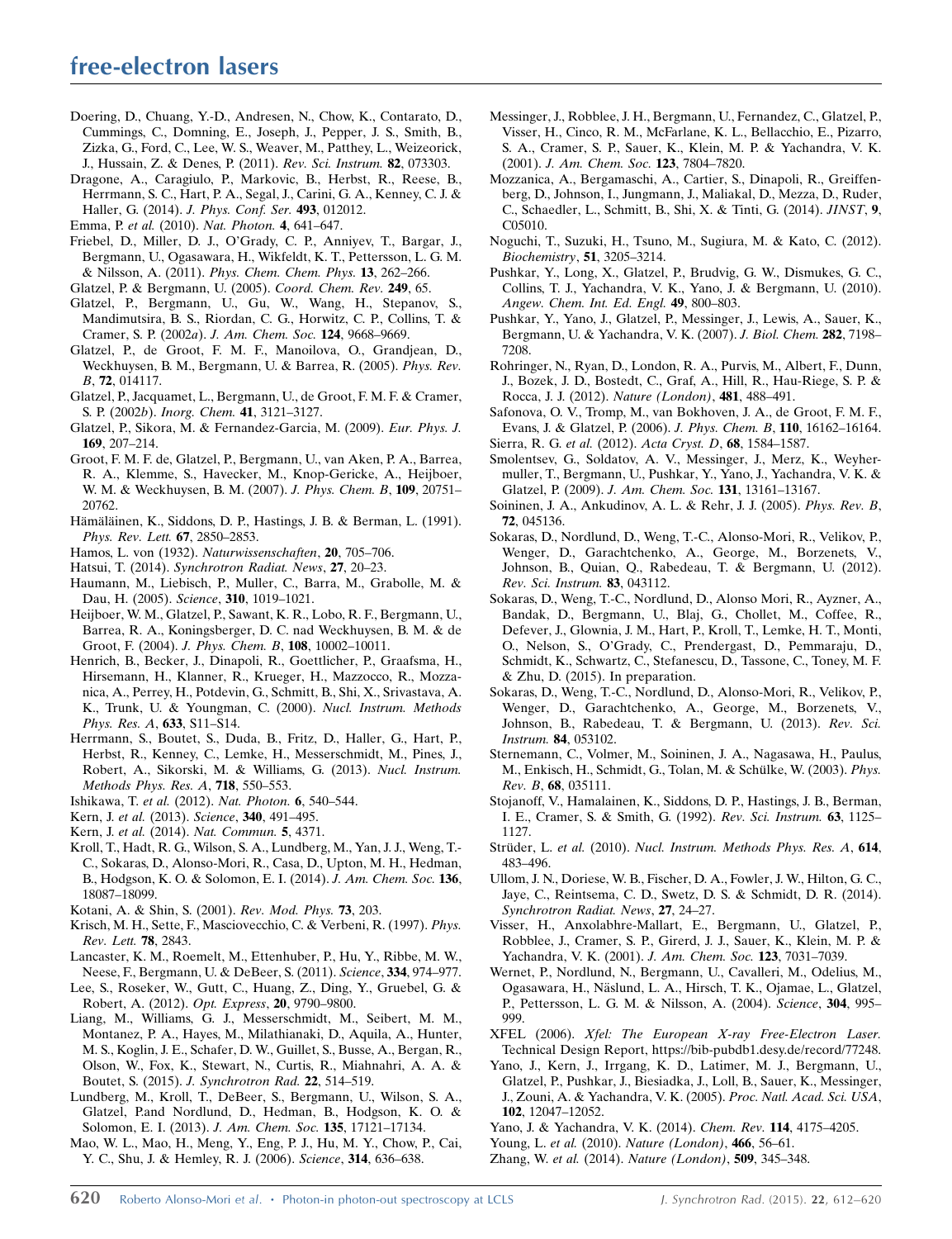Doering, D., Chuang, Y.-D., Andresen, N., Chow, K., Contarato, D., Cummings, C., Domning, E., Joseph, J., Pepper, J. S., Smith, B., Zizka, G., Ford, C., Lee, W. S., Weaver, M., Patthey, L., Weizeorick, J., Hussain, Z. & Denes, P. (2011). *Rev. Sci. Instrum.* **82**, 073303.

Dragone, A., Caragiulo, P., Markovic, B., Herbst, R., Reese, B., Herrmann, S. C., Hart, P. A., Segal, J., Carini, G. A., Kenney, C. J. & Haller, G. (2014). *J. Phys. Conf. Ser.* **493**, 012012.

Emma, P. *et al.* (2010). *Nat. Photon.* **4**, 641–647.

Friebel, D., Miller, D. J., O'Grady, C. P., Anniyev, T., Bargar, J., Bergmann, U., Ogasawara, H., Wikfeldt, K. T., Pettersson, L. G. M. & Nilsson, A. (2011). *Phys. Chem. Chem. Phys.* **13**, 262–266.

Glatzel, P. & Bergmann, U. (2005). *Coord. Chem. Rev.* **249**, 65.

Glatzel, P., Bergmann, U., Gu, W., Wang, H., Stepanov, S., Mandimutsira, B. S., Riordan, C. G., Horwitz, C. P., Collins, T. & Cramer, S. P. (2002*a*). *J. Am. Chem. Soc.* **124**, 9668–9669.

Glatzel, P., de Groot, F. M. F., Manoilova, O., Grandjean, D., Weckhuysen, B. M., Bergmann, U. & Barrea, R. (2005). *Phys. Rev. B*, **72**, 014117.

Glatzel, P., Jacquamet, L., Bergmann, U., de Groot, F. M. F. & Cramer, S. P. (2002*b*). *Inorg. Chem.* **41**, 3121–3127.

Glatzel, P., Sikora, M. & Fernandez-Garcia, M. (2009). *Eur. Phys. J.* **169**, 207–214.

Groot, F. M. F. de, Glatzel, P., Bergmann, U., van Aken, P. A., Barrea, R. A., Klemme, S., Havecker, M., Knop-Gericke, A., Heijboer, W. M. & Weckhuysen, B. M. (2007). *J. Phys. Chem. B*, **109**, 20751–20762.

Hämäläinen, K., Siddons, D. P., Hastings, J. B. & Berman, L. (1991). *Phys. Rev. Lett.* **67**, 2850–2853.

Hamos, L. von (1932). *Naturwissenschaften*, **20**, 705–706.

Hatsui, T. (2014). *Synchrotron Radiat. News*, **27**, 20–23.

Haumann, M., Liebisch, P., Muller, C., Barra, M., Grabolle, M. & Dau, H. (2005). *Science*, **310**, 1019–1021.

Heijboer, W. M., Glatzel, P., Sawant, K. R., Lobo, R. F., Bergmann, U., Barrea, R. A., Koningsberger, D. C. nad Weckhuysen, B. M. & de Groot, F. M. F. (2004). *J. Phys. Chem. B*, **108**, 10002–10011.

Henrich, B., Becker, J., Dinapoli, R., Goettlicher, P., Graafsma, H., Hirsemann, H., Klanner, R., Krueger, H., Mazzocco, R., Mozzanica, A., Perrey, H., Potdevin, G., Schmitt, B., Shi, X., Srivastava, A. K., Trunk, U. & Youngman, C. (2000). *Nucl. Instrum. Methods Phys. Res. A*, **633**, S11–S14.

Herrmann, S., Boutet, S., Duda, B., Fritz, D., Haller, G., Hart, P., Herbst, R., Kenney, C., Lemke, H., Messerschmidt, M., Pines, J., Robert, A., Sikorski, M. & Williams, G. (2013). *Nucl. Instrum. Methods Phys. Res. A*, **718**, 550–553.

Ishikawa, T. *et al.* (2012). *Nat. Photon.* **6**, 540–544.

Kern, J. *et al.* (2013). *Science*, **340**, 491–495.

Kern, J. *et al.* (2014). *Nat. Commun.* **5**, 4371.

Kroll, T., Hadt, R. G., Wilson, S. A., Lundberg, M., Yan, J. J., Weng, T.-C., Sokaras, D., Alonso-Mori, R., Casa, D., Upton, M. H., Hedman, B., Hodgson, K. O. & Solomon, E. I. (2014). *J. Am. Chem. Soc.* **136**, 18087–18099.

Kotani, A. & Shin, S. (2001). *Rev. Mod. Phys.* **73**, 203.

Krisch, M. H., Sette, F., Masciovecchio, C. & Verbeni, R. (1997). *Phys. Rev. Lett.* **78**, 2843.

Lancaster, K. M., Roemelt, M., Ettenhuber, P., Hu, Y., Ribbe, M. W., Neese, F., Bergmann, U. & DeBeer, S. (2011). *Science*, **334**, 974–977.

Lee, S., Roseker, W., Gutt, C., Huang, Z., Ding, Y., Gruebel, G. & Robert, A. (2012). *Opt. Express*, **20**, 9790–9800.

Liang, M., Williams, G. J., Messerschmidt, M., Seibert, M. M., Montanez, P. A., Hayes, M., Milathianaki, D., Aquila, A., Hunter, M. S., Koglin, J. E., Schafer, D. W., Guillet, S., Busse, A., Bergan, R., Olson, W., Fox, K., Stewart, N., Curtis, R., Miahnahri, A. A. & Boutet, S. (2015). *J. Synchrotron Rad.* **22**, 514–519.

Lundberg, M., Kroll, T., DeBeer, S., Bergmann, U., Wilson, S. A., Glatzel, P.and Nordlund, D., Hedman, B., Hodgson, K. O. & Solomon, E. I. (2013). *J. Am. Chem. Soc.* **135**, 17121–17134.

Mao, W. L., Mao, H., Meng, Y., Eng, P. J., Hu, M. Y., Chow, P., Cai, Y. C., Shu, J. & Hemley, R. J. (2006). *Science*, **314**, 636–638.

Messinger, J., Robblee, J. H., Bergmann, U., Fernandez, C., Glatzel, P., Visser, H., Cinco, R. M., McFarlane, K. L., Bellacchio, E., Pizarro, S. A., Cramer, S. P., Sauer, K., Klein, M. P. & Yachandra, V. K. (2001). *J. Am. Chem. Soc.* **123**, 7804–7820.

Mozzanica, A., Bergamaschi, A., Cartier, S., Dinapoli, R., Greiffenberg, D., Johnson, I., Jungmann, J., Maliakal, D., Mezza, D., Ruder, C., Schaedler, L., Schmitt, B., Shi, X. & Tinti, G. (2014). *JINST*, **9**, C05010.

Noguchi, T., Suzuki, H., Tsuno, M., Sugiura, M. & Kato, C. (2012). *Biochemistry*, **51**, 3205–3214.

Pushkar, Y., Long, X., Glatzel, P., Brudvig, G. W., Dismukes, G. C., Collins, T. J., Yachandra, V. K., Yano, J. & Bergmann, U. (2010). *Angew. Chem. Int. Ed. Engl.* **49**, 800–803.

Pushkar, Y., Yano, J., Glatzel, P., Messinger, J., Lewis, A., Sauer, K., Bergmann, U. & Yachandra, V. K. (2007). *J. Biol. Chem.* **282**, 7198–7208.

Rohringer, N., Ryan, D., London, R. A., Purvis, M., Albert, F., Dunn, J., Bozek, J. D., Bostedt, C., Graf, A., Hill, R., Hau-Riege, S. P. & Rocca, J. J. (2012). *Nature (London)*, **481**, 488–491.

Safonova, O. V., Tromp, M., van Bokhoven, J. A., de Groot, F. M. F., Evans, J. & Glatzel, P. (2006). *J. Phys. Chem. B*, **110**, 16162–16164.

Sierra, R. G. *et al.* (2012). *Acta Cryst. D*, **68**, 1584–1587.

Smolentsev, G., Soldatov, A. V., Messinger, J., Merz, K., Weyhermuller, T., Bergmann, U., Pushkar, Y., Yano, J., Yachandra, V. K. & Glatzel, P. (2009). *J. Am. Chem. Soc.* **131**, 13161–13167.

Soininen, J. A., Ankudinov, A. L. & Rehr, J. J. (2005). *Phys. Rev. B*, **72**, 045136.

Sokaras, D., Nordlund, D., Weng, T.-C., Alonso-Mori, R., Velikov, P., Wenger, D., Garachtchenko, A., George, M., Borzenets, V., Johnson, B., Quian, Q., Rabedeau, T. & Bergmann, U. (2012). *Rev. Sci. Instrum.* **83**, 043112.

Sokaras, D., Weng, T.-C., Nordlund, D., Alonso Mori, R., Ayzner, A., Bandak, D., Bergmann, U., Blaj, G., Chollet, M., Coffee, R., Defever, J., Glownia, J. M., Hart, P., Kroll, T., Lemke, H. T., Monti, O., Nelson, S., O'Grady, C., Prendergast, D., Pemmaraju, D., Schmidt, K., Schwartz, C., Stefanescu, D., Tassone, C., Toney, M. F. & Zhu, D. (2015). In preparation.

Sokaras, D., Weng, T.-C., Nordlund, D., Alonso-Mori, R., Velikov, P., Wenger, D., Garachtchenko, A., George, M., Borzenets, V., Johnson, B., Rabedeau, T. & Bergmann, U. (2013). *Rev. Sci. Instrum.* **84**, 053102.

Sternemann, C., Volmer, M., Soininen, J. A., Nagasawa, H., Paulus, M., Enkisch, H., Schmidt, G., Tolan, M. & Schülke, W. (2003). *Phys. Rev. B*, **68**, 035111.

Stojanoff, V., Hamalainen, K., Siddons, D. P., Hastings, J. B., Berman, I. E., Cramer, S. & Smith, G. (1992). *Rev. Sci. Instrum.* **63**, 1125–1127.

Strüder, L. *et al.* (2010). *Nucl. Instrum. Methods Phys. Res. A*, **614**, 483–496.

Ullom, J. N., Doriese, W. B., Fischer, D. A., Fowler, J. W., Hilton, G. C., Jaye, C., Reintsema, C. D., Swetz, D. S. & Schmidt, D. R. (2014). *Synchrotron Radiat. News*, **27**, 24–27.

Visser, H., Anxolabhre-Mallart, E., Bergmann, U., Glatzel, P., Robblee, J., Cramer, S. P., Girerd, J. J., Sauer, K., Klein, M. P. & Yachandra, V. K. (2001). *J. Am. Chem. Soc.* **123**, 7031–7039.

Wernet, P., Nordlund, N., Bergmann, U., Cavalleri, M., Odelius, M., Ogasawara, H., Näslund, L. A., Hirsch, T. K., Ojamae, L., Glatzel, P., Pettersson, L. G. M. & Nilsson, A. (2004). *Science*, **304**, 995–999.

XFEL (2006). *Xfel: The European X-ray Free-Electron Laser.* Technical Design Report, https://bib-pubdb1.desy.de/record/77248.

Yano, J., Kern, J., Irrgang, K. D., Latimer, M. J., Bergmann, U., Glatzel, P., Pushkar, J., Biesiadka, J., Loll, B., Sauer, K., Messinger, J., Zouni, A. & Yachandra, V. K. (2005). *Proc. Natl. Acad. Sci. USA*, **102**, 12047–12052.

Yano, J. & Yachandra, V. K. (2014). *Chem. Rev.* **114**, 4175–4205.

Young, L. *et al.* (2010). *Nature (London)*, **466**, 56–61.

Zhang, W. *et al.* (2014). *Nature (London)*, **509**, 345–348.